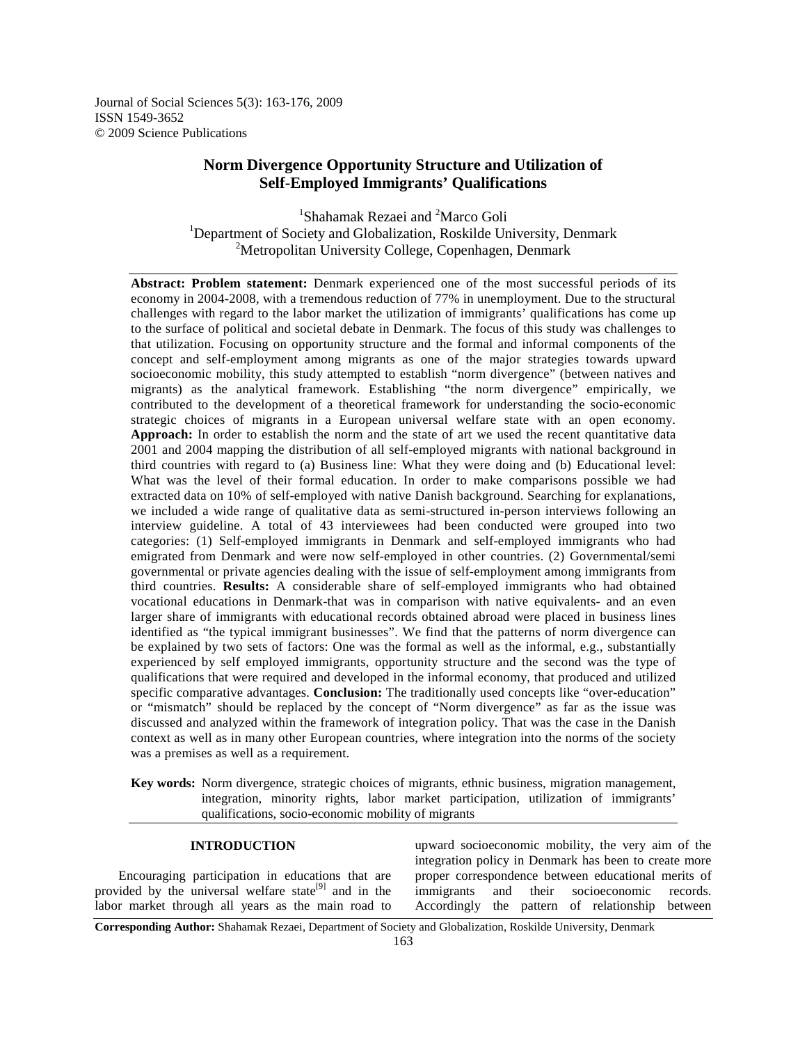# Norm Divergence Opportunity Structure and Utilization of Self-Employed Immigrants' Qualifications

[1]Shahamak Rezaei and [2]Marco Goli

[1]Department of Society and Globalization, Roskilde University, Denmark

[2]Metropolitan University College, Copenhagen, Denmark

---

**Abstract: Problem statement:** Denmark experienced one of the most successful periods of its economy in 2004-2008, with a tremendous reduction of 77% in unemployment. Due to the structural challenges with regard to the labor market the utilization of immigrants' qualifications has come up to the surface of political and societal debate in Denmark. The focus of this study was challenges to that utilization. Focusing on opportunity structure and the formal and informal components of the concept and self-employment among migrants as one of the major strategies towards upward socioeconomic mobility, this study attempted to establish "norm divergence" (between natives and migrants) as the analytical framework. Establishing "the norm divergence" empirically, we contributed to the development of a theoretical framework for understanding the socio-economic strategic choices of migrants in a European universal welfare state with an open economy. **Approach:** In order to establish the norm and the state of art we used the recent quantitative data 2001 and 2004 mapping the distribution of all self-employed migrants with national background in third countries with regard to (a) Business line: What they were doing and (b) Educational level: What was the level of their formal education. In order to make comparisons possible we had extracted data on 10% of self-employed with native Danish background. Searching for explanations, we included a wide range of qualitative data as semi-structured in-person interviews following an interview guideline. A total of 43 interviewees had been conducted were grouped into two categories: (1) Self-employed immigrants in Denmark and self-employed immigrants who had emigrated from Denmark and were now self-employed in other countries. (2) Governmental/semi governmental or private agencies dealing with the issue of self-employment among immigrants from third countries. **Results:** A considerable share of self-employed immigrants who had obtained vocational educations in Denmark-that was in comparison with native equivalents- and an even larger share of immigrants with educational records obtained abroad were placed in business lines identified as "the typical immigrant businesses". We find that the patterns of norm divergence can be explained by two sets of factors: One was the formal as well as the informal, e.g., substantially experienced by self employed immigrants, opportunity structure and the second was the type of qualifications that were required and developed in the informal economy, that produced and utilized specific comparative advantages. **Conclusion:** The traditionally used concepts like "over-education" or "mismatch" should be replaced by the concept of "Norm divergence" as far as the issue was discussed and analyzed within the framework of integration policy. That was the case in the Danish context as well as in many other European countries, where integration into the norms of the society was a premises as well as a requirement.

**Key words:** Norm divergence, strategic choices of migrants, ethnic business, migration management, integration, minority rights, labor market participation, utilization of immigrants' qualifications, socio-economic mobility of migrants

---

## INTRODUCTION

Encouraging participation in educations that are provided by the universal welfare state[9] and in the labor market through all years as the main road to upward socioeconomic mobility, the very aim of the integration policy in Denmark has been to create more proper correspondence between educational merits of immigrants and their socioeconomic records. Accordingly the pattern of relationship between

**Corresponding Author:** Shahamak Rezaei, Department of Society and Globalization, Roskilde University, Denmark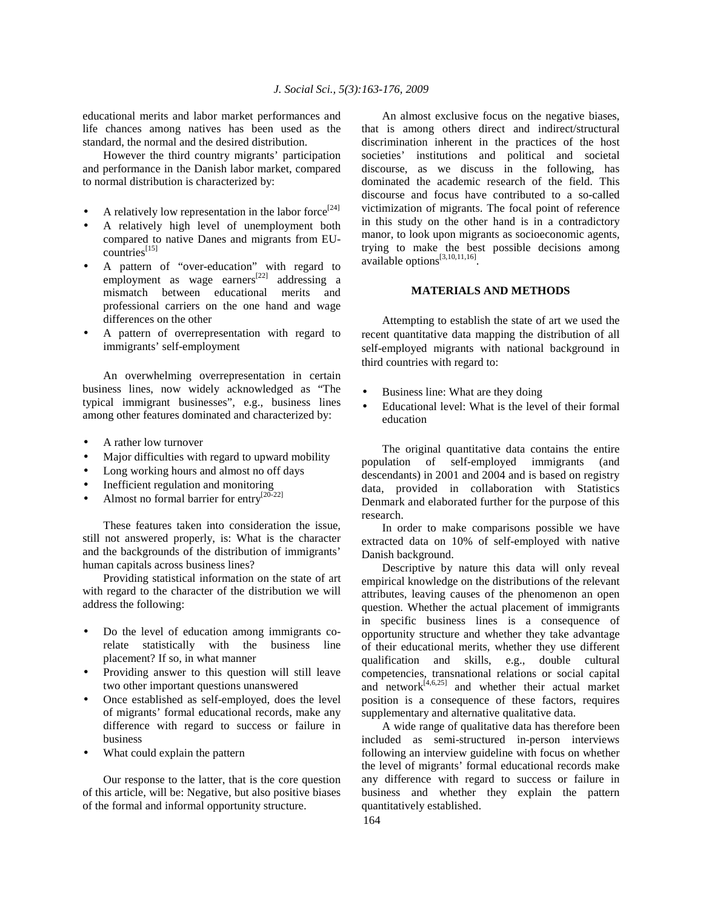educational merits and labor market performances and life chances among natives has been used as the standard, the normal and the desired distribution.

However the third country migrants' participation and performance in the Danish labor market, compared to normal distribution is characterized by:

- A relatively low representation in the labor force[24]
- A relatively high level of unemployment both compared to native Danes and migrants from EU-countries[15]
- A pattern of "over-education" with regard to employment as wage earners[22] addressing a mismatch between educational merits and professional carriers on the one hand and wage differences on the other
- A pattern of overrepresentation with regard to immigrants' self-employment

An overwhelming overrepresentation in certain business lines, now widely acknowledged as "The typical immigrant businesses", e.g., business lines among other features dominated and characterized by:

- A rather low turnover
- Major difficulties with regard to upward mobility
- Long working hours and almost no off days
- Inefficient regulation and monitoring
- Almost no formal barrier for entry[20-22]

These features taken into consideration the issue, still not answered properly, is: What is the character and the backgrounds of the distribution of immigrants' human capitals across business lines?

Providing statistical information on the state of art with regard to the character of the distribution we will address the following:

- Do the level of education among immigrants co-relate statistically with the business line placement? If so, in what manner
- Providing answer to this question will still leave two other important questions unanswered
- Once established as self-employed, does the level of migrants' formal educational records, make any difference with regard to success or failure in business
- What could explain the pattern

Our response to the latter, that is the core question of this article, will be: Negative, but also positive biases of the formal and informal opportunity structure.

An almost exclusive focus on the negative biases, that is among others direct and indirect/structural discrimination inherent in the practices of the host societies' institutions and political and societal discourse, as we discuss in the following, has dominated the academic research of the field. This discourse and focus have contributed to a so-called victimization of migrants. The focal point of reference in this study on the other hand is in a contradictory manor, to look upon migrants as socioeconomic agents, trying to make the best possible decisions among available options[3,10,11,16].

## MATERIALS AND METHODS

Attempting to establish the state of art we used the recent quantitative data mapping the distribution of all self-employed migrants with national background in third countries with regard to:

- Business line: What are they doing
- Educational level: What is the level of their formal education

The original quantitative data contains the entire population of self-employed immigrants (and descendants) in 2001 and 2004 and is based on registry data, provided in collaboration with Statistics Denmark and elaborated further for the purpose of this research.

In order to make comparisons possible we have extracted data on 10% of self-employed with native Danish background.

Descriptive by nature this data will only reveal empirical knowledge on the distributions of the relevant attributes, leaving causes of the phenomenon an open question. Whether the actual placement of immigrants in specific business lines is a consequence of opportunity structure and whether they take advantage of their educational merits, whether they use different qualification and skills, e.g., double cultural competencies, transnational relations or social capital and network[4,6,25] and whether their actual market position is a consequence of these factors, requires supplementary and alternative qualitative data.

A wide range of qualitative data has therefore been included as semi-structured in-person interviews following an interview guideline with focus on whether the level of migrants' formal educational records make any difference with regard to success or failure in business and whether they explain the pattern quantitatively established.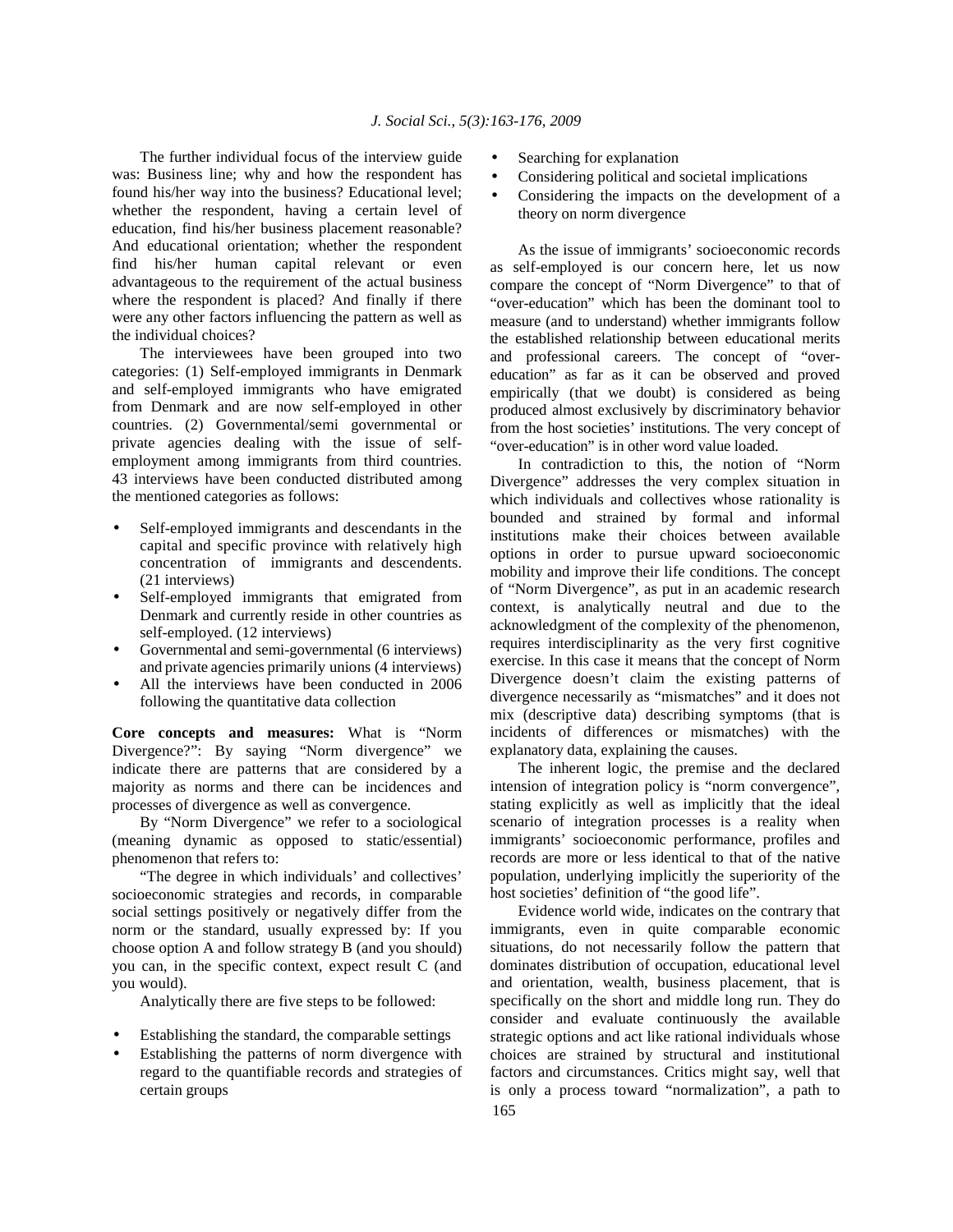The further individual focus of the interview guide was: Business line; why and how the respondent has found his/her way into the business? Educational level; whether the respondent, having a certain level of education, find his/her business placement reasonable? And educational orientation; whether the respondent find his/her human capital relevant or even advantageous to the requirement of the actual business where the respondent is placed? And finally if there were any other factors influencing the pattern as well as the individual choices?

The interviewees have been grouped into two categories: (1) Self-employed immigrants in Denmark and self-employed immigrants who have emigrated from Denmark and are now self-employed in other countries. (2) Governmental/semi governmental or private agencies dealing with the issue of self-employment among immigrants from third countries. 43 interviews have been conducted distributed among the mentioned categories as follows:

- Self-employed immigrants and descendants in the capital and specific province with relatively high concentration of immigrants and descendents. (21 interviews)
- Self-employed immigrants that emigrated from Denmark and currently reside in other countries as self-employed. (12 interviews)
- Governmental and semi-governmental (6 interviews) and private agencies primarily unions (4 interviews)
- All the interviews have been conducted in 2006 following the quantitative data collection

**Core concepts and measures:** What is "Norm Divergence?": By saying "Norm divergence" we indicate there are patterns that are considered by a majority as norms and there can be incidences and processes of divergence as well as convergence.

By "Norm Divergence" we refer to a sociological (meaning dynamic as opposed to static/essential) phenomenon that refers to:

"The degree in which individuals' and collectives' socioeconomic strategies and records, in comparable social settings positively or negatively differ from the norm or the standard, usually expressed by: If you choose option A and follow strategy B (and you should) you can, in the specific context, expect result C (and you would).

Analytically there are five steps to be followed:

- Establishing the standard, the comparable settings
- Establishing the patterns of norm divergence with regard to the quantifiable records and strategies of certain groups
- Searching for explanation
- Considering political and societal implications
- Considering the impacts on the development of a theory on norm divergence

As the issue of immigrants' socioeconomic records as self-employed is our concern here, let us now compare the concept of "Norm Divergence" to that of "over-education" which has been the dominant tool to measure (and to understand) whether immigrants follow the established relationship between educational merits and professional careers. The concept of "over-education" as far as it can be observed and proved empirically (that we doubt) is considered as being produced almost exclusively by discriminatory behavior from the host societies' institutions. The very concept of "over-education" is in other word value loaded.

In contradiction to this, the notion of "Norm Divergence" addresses the very complex situation in which individuals and collectives whose rationality is bounded and strained by formal and informal institutions make their choices between available options in order to pursue upward socioeconomic mobility and improve their life conditions. The concept of "Norm Divergence", as put in an academic research context, is analytically neutral and due to the acknowledgment of the complexity of the phenomenon, requires interdisciplinarity as the very first cognitive exercise. In this case it means that the concept of Norm Divergence doesn't claim the existing patterns of divergence necessarily as "mismatches" and it does not mix (descriptive data) describing symptoms (that is incidents of differences or mismatches) with the explanatory data, explaining the causes.

The inherent logic, the premise and the declared intension of integration policy is "norm convergence", stating explicitly as well as implicitly that the ideal scenario of integration processes is a reality when immigrants' socioeconomic performance, profiles and records are more or less identical to that of the native population, underlying implicitly the superiority of the host societies' definition of "the good life".

Evidence world wide, indicates on the contrary that immigrants, even in quite comparable economic situations, do not necessarily follow the pattern that dominates distribution of occupation, educational level and orientation, wealth, business placement, that is specifically on the short and middle long run. They do consider and evaluate continuously the available strategic options and act like rational individuals whose choices are strained by structural and institutional factors and circumstances. Critics might say, well that is only a process toward "normalization", a path to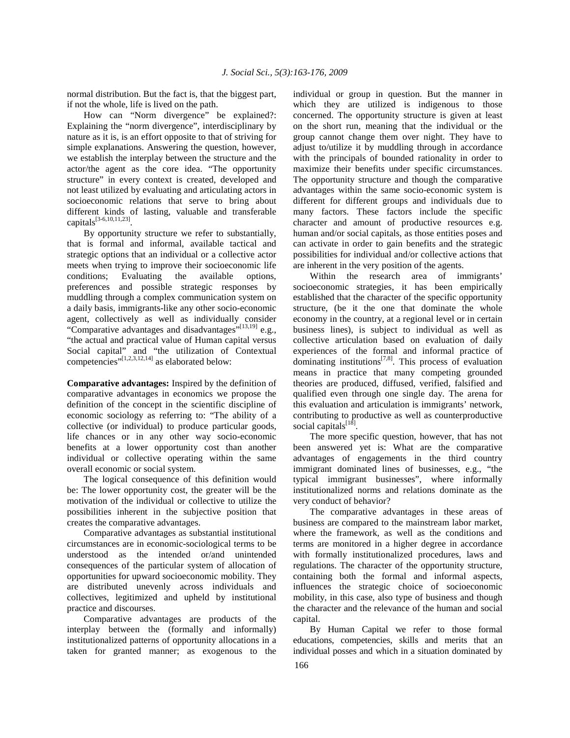normal distribution. But the fact is, that the biggest part, if not the whole, life is lived on the path.

How can "Norm divergence" be explained?: Explaining the "norm divergence", interdisciplinary by nature as it is, is an effort opposite to that of striving for simple explanations. Answering the question, however, we establish the interplay between the structure and the actor/the agent as the core idea. "The opportunity structure" in every context is created, developed and not least utilized by evaluating and articulating actors in socioeconomic relations that serve to bring about different kinds of lasting, valuable and transferable capitals[3-6,10,11,23].

By opportunity structure we refer to substantially, that is formal and informal, available tactical and strategic options that an individual or a collective actor meets when trying to improve their socioeconomic life conditions; Evaluating the available options, preferences and possible strategic responses by muddling through a complex communication system on a daily basis, immigrants-like any other socio-economic agent, collectively as well as individually consider "Comparative advantages and disadvantages"[13,19] e.g., "the actual and practical value of Human capital versus Social capital" and "the utilization of Contextual competencies"[1,2,3,12,14] as elaborated below:

**Comparative advantages:** Inspired by the definition of comparative advantages in economics we propose the definition of the concept in the scientific discipline of economic sociology as referring to: "The ability of a collective (or individual) to produce particular goods, life chances or in any other way socio-economic benefits at a lower opportunity cost than another individual or collective operating within the same overall economic or social system.

The logical consequence of this definition would be: The lower opportunity cost, the greater will be the motivation of the individual or collective to utilize the possibilities inherent in the subjective position that creates the comparative advantages.

Comparative advantages as substantial institutional circumstances are in economic-sociological terms to be understood as the intended or/and unintended consequences of the particular system of allocation of opportunities for upward socioeconomic mobility. They are distributed unevenly across individuals and collectives, legitimized and upheld by institutional practice and discourses.

Comparative advantages are products of the interplay between the (formally and informally) institutionalized patterns of opportunity allocations in a taken for granted manner; as exogenous to the individual or group in question. But the manner in which they are utilized is indigenous to those concerned. The opportunity structure is given at least on the short run, meaning that the individual or the group cannot change them over night. They have to adjust to/utilize it by muddling through in accordance with the principals of bounded rationality in order to maximize their benefits under specific circumstances. The opportunity structure and though the comparative advantages within the same socio-economic system is different for different groups and individuals due to many factors. These factors include the specific character and amount of productive resources e.g. human and/or social capitals, as those entities poses and can activate in order to gain benefits and the strategic possibilities for individual and/or collective actions that are inherent in the very position of the agents.

Within the research area of immigrants' socioeconomic strategies, it has been empirically established that the character of the specific opportunity structure, (be it the one that dominate the whole economy in the country, at a regional level or in certain business lines), is subject to individual as well as collective articulation based on evaluation of daily experiences of the formal and informal practice of dominating institutions[7,8]. This process of evaluation means in practice that many competing grounded theories are produced, diffused, verified, falsified and qualified even through one single day. The arena for this evaluation and articulation is immigrants' network, contributing to productive as well as counterproductive social capitals[18].

The more specific question, however, that has not been answered yet is: What are the comparative advantages of engagements in the third country immigrant dominated lines of businesses, e.g., "the typical immigrant businesses", where informally institutionalized norms and relations dominate as the very conduct of behavior?

The comparative advantages in these areas of business are compared to the mainstream labor market, where the framework, as well as the conditions and terms are monitored in a higher degree in accordance with formally institutionalized procedures, laws and regulations. The character of the opportunity structure, containing both the formal and informal aspects, influences the strategic choice of socioeconomic mobility, in this case, also type of business and though the character and the relevance of the human and social capital.

By Human Capital we refer to those formal educations, competencies, skills and merits that an individual posses and which in a situation dominated by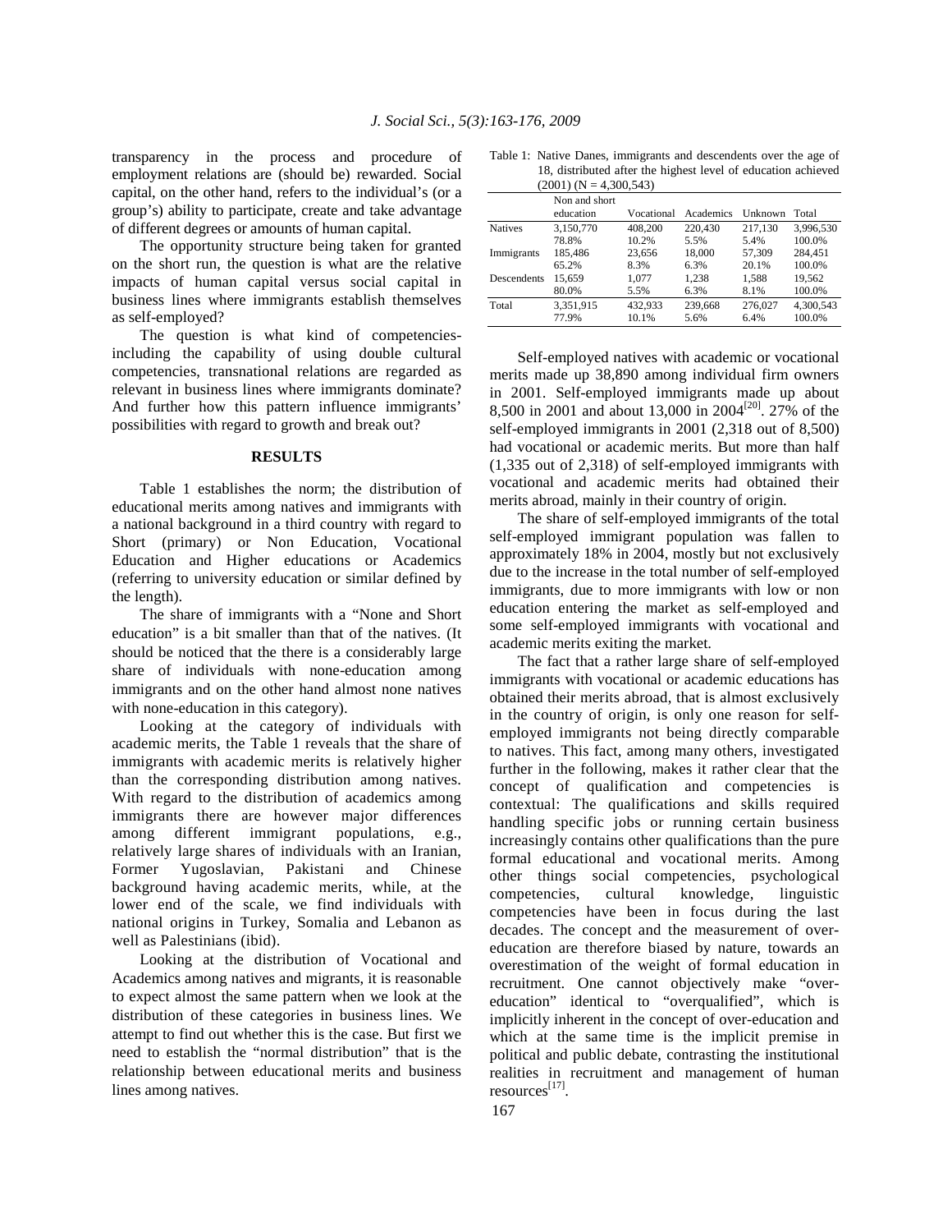transparency in the process and procedure of employment relations are (should be) rewarded. Social capital, on the other hand, refers to the individual's (or a group's) ability to participate, create and take advantage of different degrees or amounts of human capital.

The opportunity structure being taken for granted on the short run, the question is what are the relative impacts of human capital versus social capital in business lines where immigrants establish themselves as self-employed?

The question is what kind of competencies-including the capability of using double cultural competencies, transnational relations are regarded as relevant in business lines where immigrants dominate? And further how this pattern influence immigrants' possibilities with regard to growth and break out?

## RESULTS

Table 1 establishes the norm; the distribution of educational merits among natives and immigrants with a national background in a third country with regard to Short (primary) or Non Education, Vocational Education and Higher educations or Academics (referring to university education or similar defined by the length).

The share of immigrants with a "None and Short education" is a bit smaller than that of the natives. (It should be noticed that the there is a considerably large share of individuals with none-education among immigrants and on the other hand almost none natives with none-education in this category).

Looking at the category of individuals with academic merits, the Table 1 reveals that the share of immigrants with academic merits is relatively higher than the corresponding distribution among natives. With regard to the distribution of academics among immigrants there are however major differences among different immigrant populations, e.g., relatively large shares of individuals with an Iranian, Former Yugoslavian, Pakistani and Chinese background having academic merits, while, at the lower end of the scale, we find individuals with national origins in Turkey, Somalia and Lebanon as well as Palestinians (ibid).

Looking at the distribution of Vocational and Academics among natives and migrants, it is reasonable to expect almost the same pattern when we look at the distribution of these categories in business lines. We attempt to find out whether this is the case. But first we need to establish the "normal distribution" that is the relationship between educational merits and business lines among natives.

Table 1: Native Danes, immigrants and descendents over the age of 18, distributed after the highest level of education achieved (2001) (N = 4,300,543)

| | Non and short education | Vocational | Academics | Unknown | Total |
|---|---|---|---|---|---|
| Natives | 3,150,770 | 408,200 | 220,430 | 217,130 | 3,996,530 |
| | 78.8% | 10.2% | 5.5% | 5.4% | 100.0% |
| Immigrants | 185,486 | 23,656 | 18,000 | 57,309 | 284,451 |
| | 65.2% | 8.3% | 6.3% | 20.1% | 100.0% |
| Descendents | 15,659 | 1,077 | 1,238 | 1,588 | 19,562 |
| | 80.0% | 5.5% | 6.3% | 8.1% | 100.0% |
| Total | 3,351,915 | 432,933 | 239,668 | 276,027 | 4,300,543 |
| | 77.9% | 10.1% | 5.6% | 6.4% | 100.0% |

Self-employed natives with academic or vocational merits made up 38,890 among individual firm owners in 2001. Self-employed immigrants made up about 8,500 in 2001 and about 13,000 in 2004[20]. 27% of the self-employed immigrants in 2001 (2,318 out of 8,500) had vocational or academic merits. But more than half (1,335 out of 2,318) of self-employed immigrants with vocational and academic merits had obtained their merits abroad, mainly in their country of origin.

The share of self-employed immigrants of the total self-employed immigrant population was fallen to approximately 18% in 2004, mostly but not exclusively due to the increase in the total number of self-employed immigrants, due to more immigrants with low or non education entering the market as self-employed and some self-employed immigrants with vocational and academic merits exiting the market.

The fact that a rather large share of self-employed immigrants with vocational or academic educations has obtained their merits abroad, that is almost exclusively in the country of origin, is only one reason for self-employed immigrants not being directly comparable to natives. This fact, among many others, investigated further in the following, makes it rather clear that the concept of qualification and competencies is contextual: The qualifications and skills required handling specific jobs or running certain business increasingly contains other qualifications than the pure formal educational and vocational merits. Among other things social competencies, psychological competencies, cultural knowledge, linguistic competencies have been in focus during the last decades. The concept and the measurement of over-education are therefore biased by nature, towards an overestimation of the weight of formal education in recruitment. One cannot objectively make "over-education" identical to "overqualified", which is implicitly inherent in the concept of over-education and which at the same time is the implicit premise in political and public debate, contrasting the institutional realities in recruitment and management of human resources[17].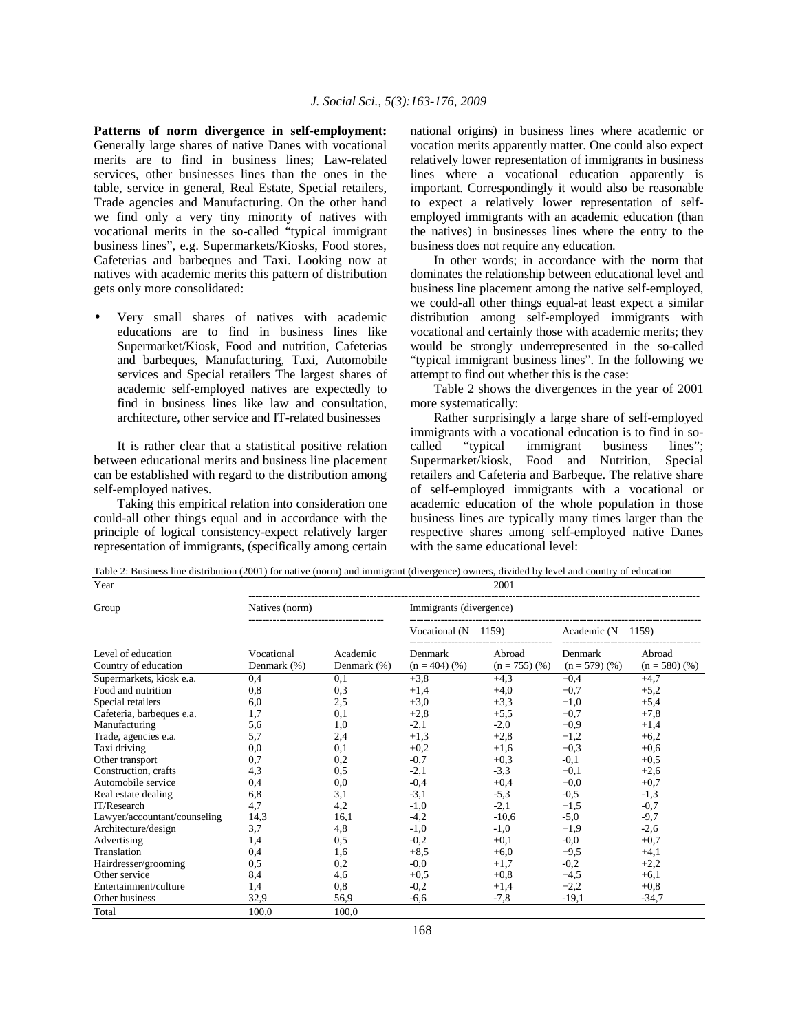**Patterns of norm divergence in self-employment:** Generally large shares of native Danes with vocational merits are to find in business lines; Law-related services, other businesses lines than the ones in the table, service in general, Real Estate, Special retailers, Trade agencies and Manufacturing. On the other hand we find only a very tiny minority of natives with vocational merits in the so-called "typical immigrant business lines", e.g. Supermarkets/Kiosks, Food stores, Cafeterias and barbeques and Taxi. Looking now at natives with academic merits this pattern of distribution gets only more consolidated:

- Very small shares of natives with academic educations are to find in business lines like Supermarket/Kiosk, Food and nutrition, Cafeterias and barbeques, Manufacturing, Taxi, Automobile services and Special retailers The largest shares of academic self-employed natives are expectedly to find in business lines like law and consultation, architecture, other service and IT-related businesses

It is rather clear that a statistical positive relation between educational merits and business line placement can be established with regard to the distribution among self-employed natives.

Taking this empirical relation into consideration one could-all other things equal and in accordance with the principle of logical consistency-expect relatively larger representation of immigrants, (specifically among certain national origins) in business lines where academic or vocation merits apparently matter. One could also expect relatively lower representation of immigrants in business lines where a vocational education apparently is important. Correspondingly it would also be reasonable to expect a relatively lower representation of self-employed immigrants with an academic education (than the natives) in businesses lines where the entry to the business does not require any education.

In other words; in accordance with the norm that dominates the relationship between educational level and business line placement among the native self-employed, we could-all other things equal-at least expect a similar distribution among self-employed immigrants with vocational and certainly those with academic merits; they would be strongly underrepresented in the so-called "typical immigrant business lines". In the following we attempt to find out whether this is the case:

Table 2 shows the divergences in the year of 2001 more systematically:

Rather surprisingly a large share of self-employed immigrants with a vocational education is to find in so-called "typical immigrant business lines"; Supermarket/kiosk, Food and Nutrition, Special retailers and Cafeteria and Barbeque. The relative share of self-employed immigrants with a vocational or academic education of the whole population in those business lines are typically many times larger than the respective shares among self-employed native Danes with the same educational level:

Table 2: Business line distribution (2001) for native (norm) and immigrant (divergence) owners, divided by level and country of education

| Year | 2001 | | | | | |
|---|---|---|---|---|---|---|
| Group | Natives (norm) | | Immigrants (divergence) | | | |
| | | | Vocational (N = 1159) | | Academic (N = 1159) | |
| Level of education | Vocational | Academic | Denmark | Abroad | Denmark | Abroad |
| Country of education | Denmark (%) | Denmark (%) | (n = 404) (%) | (n = 755) (%) | (n = 579) (%) | (n = 580) (%) |
| Supermarkets, kiosk e.a. | 0,4 | 0,1 | +3,8 | +4,3 | +0,4 | +4,7 |
| Food and nutrition | 0,8 | 0,3 | +1,4 | +4,0 | +0,7 | +5,2 |
| Special retailers | 6,0 | 2,5 | +3,0 | +3,3 | +1,0 | +5,4 |
| Cafeteria, barbeques e.a. | 1,7 | 0,1 | +2,8 | +5,5 | +0,7 | +7,8 |
| Manufacturing | 5,6 | 1,0 | -2,1 | -2,0 | +0,9 | +1,4 |
| Trade, agencies e.a. | 5,7 | 2,4 | +1,3 | +2,8 | +1,2 | +6,2 |
| Taxi driving | 0,0 | 0,1 | +0,2 | +1,6 | +0,3 | +0,6 |
| Other transport | 0,7 | 0,2 | -0,7 | +0,3 | -0,1 | +0,5 |
| Construction, crafts | 4,3 | 0,5 | -2,1 | -3,3 | +0,1 | +2,6 |
| Automobile service | 0,4 | 0,0 | -0,4 | +0,4 | +0,0 | +0,7 |
| Real estate dealing | 6,8 | 3,1 | -3,1 | -5,3 | -0,5 | -1,3 |
| IT/Research | 4,7 | 4,2 | -1,0 | -2,1 | +1,5 | -0,7 |
| Lawyer/accountant/counseling | 14,3 | 16,1 | -4,2 | -10,6 | -5,0 | -9,7 |
| Architecture/design | 3,7 | 4,8 | -1,0 | -1,0 | +1,9 | -2,6 |
| Advertising | 1,4 | 0,5 | -0,2 | +0,1 | -0,0 | +0,7 |
| Translation | 0,4 | 1,6 | +8,5 | +6,0 | +9,5 | +4,1 |
| Hairdresser/grooming | 0,5 | 0,2 | -0,0 | +1,7 | -0,2 | +2,2 |
| Other service | 8,4 | 4,6 | +0,5 | +0,8 | +4,5 | +6,1 |
| Entertainment/culture | 1,4 | 0,8 | -0,2 | +1,4 | +2,2 | +0,8 |
| Other business | 32,9 | 56,9 | -6,6 | -7,8 | -19,1 | -34,7 |
| Total | 100,0 | 100,0 | | | | |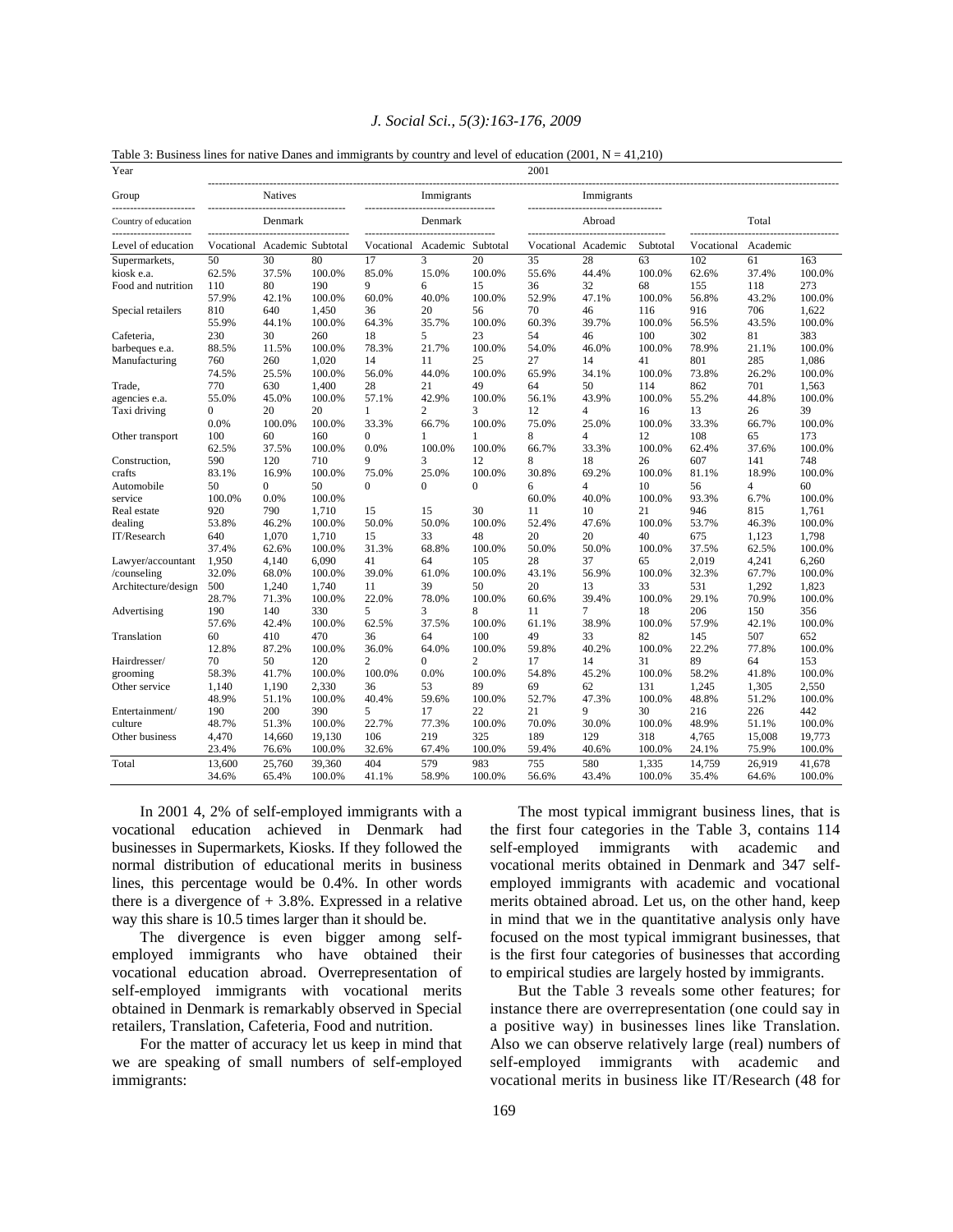Table 3: Business lines for native Danes and immigrants by country and level of education (2001, N = 41,210)

| Year | 2001 | | | | | | | | | | | |
|---|---|---|---|---|---|---|---|---|---|---|---|---|
| Group | Natives | | | Immigrants | | | Immigrants | | | | | |
| Country of education | Denmark | | | Denmark | | | Abroad | | | Total | | |
| Level of education | Vocational | Academic | Subtotal | Vocational | Academic | Subtotal | Vocational | Academic | Subtotal | Vocational | Academic | |
| Supermarkets, | 50 | 30 | 80 | 17 | 3 | 20 | 35 | 28 | 63 | 102 | 61 | 163 |
| kiosk e.a. | 62.5% | 37.5% | 100.0% | 85.0% | 15.0% | 100.0% | 55.6% | 44.4% | 100.0% | 62.6% | 37.4% | 100.0% |
| Food and nutrition | 110 | 80 | 190 | 9 | 6 | 15 | 36 | 32 | 68 | 155 | 118 | 273 |
| | 57.9% | 42.1% | 100.0% | 60.0% | 40.0% | 100.0% | 52.9% | 47.1% | 100.0% | 56.8% | 43.2% | 100.0% |
| Special retailers | 810 | 640 | 1,450 | 36 | 20 | 56 | 70 | 46 | 116 | 916 | 706 | 1,622 |
| | 55.9% | 44.1% | 100.0% | 64.3% | 35.7% | 100.0% | 60.3% | 39.7% | 100.0% | 56.5% | 43.5% | 100.0% |
| Cafeteria, | 230 | 30 | 260 | 18 | 5 | 23 | 54 | 46 | 100 | 302 | 81 | 383 |
| barbeques e.a. | 88.5% | 11.5% | 100.0% | 78.3% | 21.7% | 100.0% | 54.0% | 46.0% | 100.0% | 78.9% | 21.1% | 100.0% |
| Manufacturing | 760 | 260 | 1,020 | 14 | 11 | 25 | 27 | 14 | 41 | 801 | 285 | 1,086 |
| | 74.5% | 25.5% | 100.0% | 56.0% | 44.0% | 100.0% | 65.9% | 34.1% | 100.0% | 73.8% | 26.2% | 100.0% |
| Trade, | 770 | 630 | 1,400 | 28 | 21 | 49 | 64 | 50 | 114 | 862 | 701 | 1,563 |
| agencies e.a. | 55.0% | 45.0% | 100.0% | 57.1% | 42.9% | 100.0% | 56.1% | 43.9% | 100.0% | 55.2% | 44.8% | 100.0% |
| Taxi driving | 0 | 20 | 20 | 1 | 2 | 3 | 12 | 4 | 16 | 13 | 26 | 39 |
| | 0.0% | 100.0% | 100.0% | 33.3% | 66.7% | 100.0% | 75.0% | 25.0% | 100.0% | 33.3% | 66.7% | 100.0% |
| Other transport | 100 | 60 | 160 | 0 | 1 | 1 | 8 | 4 | 12 | 108 | 65 | 173 |
| | 62.5% | 37.5% | 100.0% | 0.0% | 100.0% | 100.0% | 66.7% | 33.3% | 100.0% | 62.4% | 37.6% | 100.0% |
| Construction, | 590 | 120 | 710 | 9 | 3 | 12 | 8 | 18 | 26 | 607 | 141 | 748 |
| crafts | 83.1% | 16.9% | 100.0% | 75.0% | 25.0% | 100.0% | 30.8% | 69.2% | 100.0% | 81.1% | 18.9% | 100.0% |
| Automobile | 50 | 0 | 50 | 0 | 0 | 0 | 6 | 4 | 10 | 56 | 4 | 60 |
| service | 100.0% | 0.0% | 100.0% | | | | 60.0% | 40.0% | 100.0% | 93.3% | 6.7% | 100.0% |
| Real estate | 920 | 790 | 1,710 | 15 | 15 | 30 | 11 | 10 | 21 | 946 | 815 | 1,761 |
| dealing | 53.8% | 46.2% | 100.0% | 50.0% | 50.0% | 100.0% | 52.4% | 47.6% | 100.0% | 53.7% | 46.3% | 100.0% |
| IT/Research | 640 | 1,070 | 1,710 | 15 | 33 | 48 | 20 | 20 | 40 | 675 | 1,123 | 1,798 |
| | 37.4% | 62.6% | 100.0% | 31.3% | 68.8% | 100.0% | 50.0% | 50.0% | 100.0% | 37.5% | 62.5% | 100.0% |
| Lawyer/accountant | 1,950 | 4,140 | 6,090 | 41 | 64 | 105 | 28 | 37 | 65 | 2,019 | 4,241 | 6,260 |
| /counseling | 32.0% | 68.0% | 100.0% | 39.0% | 61.0% | 100.0% | 43.1% | 56.9% | 100.0% | 32.3% | 67.7% | 100.0% |
| Architecture/design | 500 | 1,240 | 1,740 | 11 | 39 | 50 | 20 | 13 | 33 | 531 | 1,292 | 1,823 |
| | 28.7% | 71.3% | 100.0% | 22.0% | 78.0% | 100.0% | 60.6% | 39.4% | 100.0% | 29.1% | 70.9% | 100.0% |
| Advertising | 190 | 140 | 330 | 5 | 3 | 8 | 11 | 7 | 18 | 206 | 150 | 356 |
| | 57.6% | 42.4% | 100.0% | 62.5% | 37.5% | 100.0% | 61.1% | 38.9% | 100.0% | 57.9% | 42.1% | 100.0% |
| Translation | 60 | 410 | 470 | 36 | 64 | 100 | 49 | 33 | 82 | 145 | 507 | 652 |
| | 12.8% | 87.2% | 100.0% | 36.0% | 64.0% | 100.0% | 59.8% | 40.2% | 100.0% | 22.2% | 77.8% | 100.0% |
| Hairdresser/ | 70 | 50 | 120 | 2 | 0 | 2 | 17 | 14 | 31 | 89 | 64 | 153 |
| grooming | 58.3% | 41.7% | 100.0% | 100.0% | 0.0% | 100.0% | 54.8% | 45.2% | 100.0% | 58.2% | 41.8% | 100.0% |
| Other service | 1,140 | 1,190 | 2,330 | 36 | 53 | 89 | 69 | 62 | 131 | 1,245 | 1,305 | 2,550 |
| | 48.9% | 51.1% | 100.0% | 40.4% | 59.6% | 100.0% | 52.7% | 47.3% | 100.0% | 48.8% | 51.2% | 100.0% |
| Entertainment/ | 190 | 200 | 390 | 5 | 17 | 22 | 21 | 9 | 30 | 216 | 226 | 442 |
| culture | 48.7% | 51.3% | 100.0% | 22.7% | 77.3% | 100.0% | 70.0% | 30.0% | 100.0% | 48.9% | 51.1% | 100.0% |
| Other business | 4,470 | 14,660 | 19,130 | 106 | 219 | 325 | 189 | 129 | 318 | 4,765 | 15,008 | 19,773 |
| | 23.4% | 76.6% | 100.0% | 32.6% | 67.4% | 100.0% | 59.4% | 40.6% | 100.0% | 24.1% | 75.9% | 100.0% |
| Total | 13,600 | 25,760 | 39,360 | 404 | 579 | 983 | 755 | 580 | 1,335 | 14,759 | 26,919 | 41,678 |
| | 34.6% | 65.4% | 100.0% | 41.1% | 58.9% | 100.0% | 56.6% | 43.4% | 100.0% | 35.4% | 64.6% | 100.0% |

In 2001 4, 2% of self-employed immigrants with a vocational education achieved in Denmark had businesses in Supermarkets, Kiosks. If they followed the normal distribution of educational merits in business lines, this percentage would be 0.4%. In other words there is a divergence of + 3.8%. Expressed in a relative way this share is 10.5 times larger than it should be.

The divergence is even bigger among self-employed immigrants who have obtained their vocational education abroad. Overrepresentation of self-employed immigrants with vocational merits obtained in Denmark is remarkably observed in Special retailers, Translation, Cafeteria, Food and nutrition.

For the matter of accuracy let us keep in mind that we are speaking of small numbers of self-employed immigrants:

The most typical immigrant business lines, that is the first four categories in the Table 3, contains 114 self-employed immigrants with academic and vocational merits obtained in Denmark and 347 self-employed immigrants with academic and vocational merits obtained abroad. Let us, on the other hand, keep in mind that we in the quantitative analysis only have focused on the most typical immigrant businesses, that is the first four categories of businesses that according to empirical studies are largely hosted by immigrants.

But the Table 3 reveals some other features; for instance there are overrepresentation (one could say in a positive way) in businesses lines like Translation. Also we can observe relatively large (real) numbers of self-employed immigrants with academic and vocational merits in business like IT/Research (48 for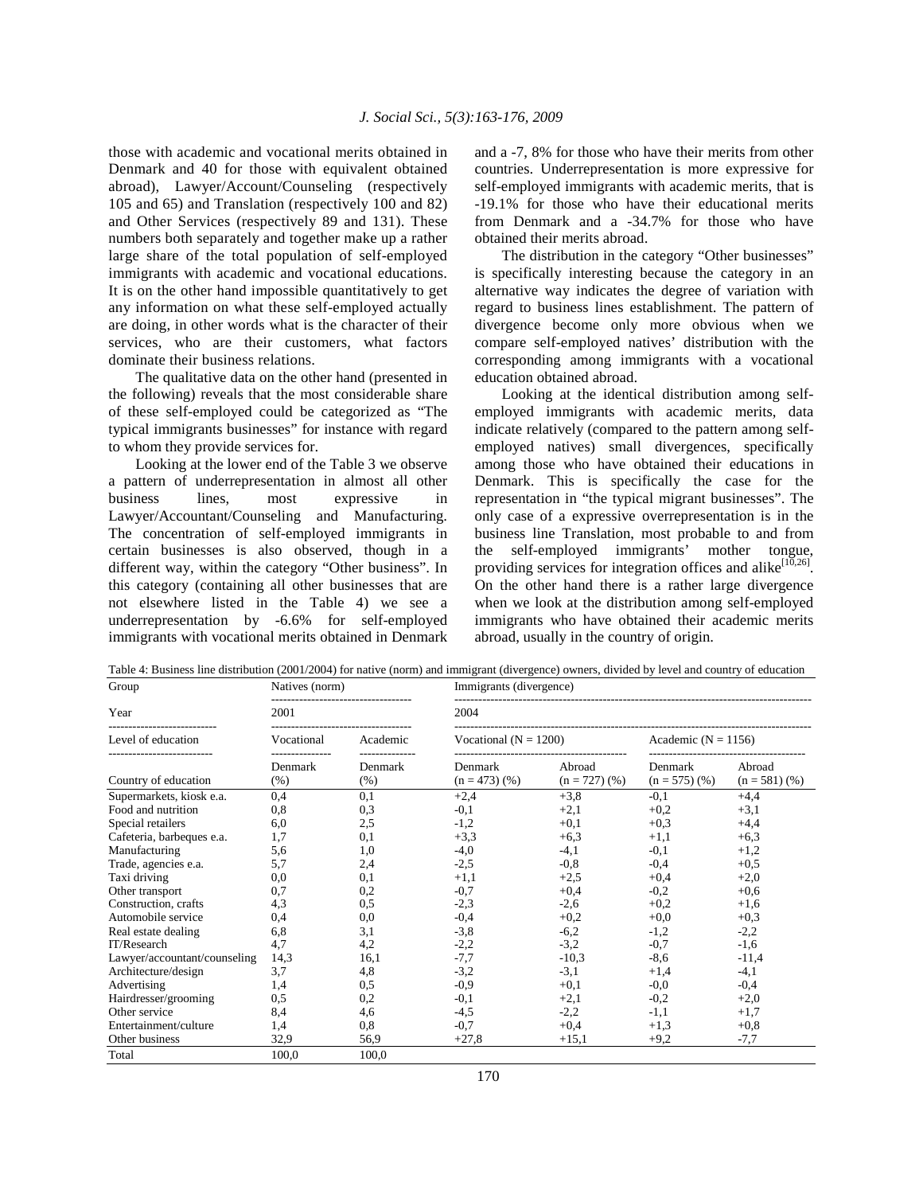those with academic and vocational merits obtained in Denmark and 40 for those with equivalent obtained abroad), Lawyer/Account/Counseling (respectively 105 and 65) and Translation (respectively 100 and 82) and Other Services (respectively 89 and 131). These numbers both separately and together make up a rather large share of the total population of self-employed immigrants with academic and vocational educations. It is on the other hand impossible quantitatively to get any information on what these self-employed actually are doing, in other words what is the character of their services, who are their customers, what factors dominate their business relations.

The qualitative data on the other hand (presented in the following) reveals that the most considerable share of these self-employed could be categorized as "The typical immigrants businesses" for instance with regard to whom they provide services for.

Looking at the lower end of the Table 3 we observe a pattern of underrepresentation in almost all other business lines, most expressive in Lawyer/Accountant/Counseling and Manufacturing. The concentration of self-employed immigrants in certain businesses is also observed, though in a different way, within the category "Other business". In this category (containing all other businesses that are not elsewhere listed in the Table 4) we see a underrepresentation by -6.6% for self-employed immigrants with vocational merits obtained in Denmark and a -7, 8% for those who have their merits from other countries. Underrepresentation is more expressive for self-employed immigrants with academic merits, that is -19.1% for those who have their educational merits from Denmark and a -34.7% for those who have obtained their merits abroad.

The distribution in the category "Other businesses" is specifically interesting because the category in an alternative way indicates the degree of variation with regard to business lines establishment. The pattern of divergence become only more obvious when we compare self-employed natives' distribution with the corresponding among immigrants with a vocational education obtained abroad.

Looking at the identical distribution among self-employed immigrants with academic merits, data indicate relatively (compared to the pattern among self-employed natives) small divergences, specifically among those who have obtained their educations in Denmark. This is specifically the case for the representation in "the typical migrant businesses". The only case of a expressive overrepresentation is in the business line Translation, most probable to and from the self-employed immigrants' mother tongue, providing services for integration offices and alike[10,26]. On the other hand there is a rather large divergence when we look at the distribution among self-employed immigrants who have obtained their academic merits abroad, usually in the country of origin.

Table 4: Business line distribution (2001/2004) for native (norm) and immigrant (divergence) owners, divided by level and country of education

| Group | Natives (norm) | | Immigrants (divergence) | | | |
|---|---|---|---|---|---|---|
| Year | 2001 | | 2004 | | | |
| Level of education | Vocational | Academic | Vocational (N = 1200) | | Academic (N = 1156) | |
| Country of education | Denmark (%) | Denmark (%) | Denmark (n = 473) (%) | Abroad (n = 727) (%) | Denmark (n = 575) (%) | Abroad (n = 581) (%) |
| Supermarkets, kiosk e.a. | 0,4 | 0,1 | +2,4 | +3,8 | -0,1 | +4,4 |
| Food and nutrition | 0,8 | 0,3 | -0,1 | +2,1 | +0,2 | +3,1 |
| Special retailers | 6,0 | 2,5 | -1,2 | +0,1 | +0,3 | +4,4 |
| Cafeteria, barbeques e.a. | 1,7 | 0,1 | +3,3 | +6,3 | +1,1 | +6,3 |
| Manufacturing | 5,6 | 1,0 | -4,0 | -4,1 | -0,1 | +1,2 |
| Trade, agencies e.a. | 5,7 | 2,4 | -2,5 | -0,8 | -0,4 | +0,5 |
| Taxi driving | 0,0 | 0,1 | +1,1 | +2,5 | +0,4 | +2,0 |
| Other transport | 0,7 | 0,2 | -0,7 | +0,4 | -0,2 | +0,6 |
| Construction, crafts | 4,3 | 0,5 | -2,3 | -2,6 | +0,2 | +1,6 |
| Automobile service | 0,4 | 0,0 | -0,4 | +0,2 | +0,0 | +0,3 |
| Real estate dealing | 6,8 | 3,1 | -3,8 | -6,2 | -1,2 | -2,2 |
| IT/Research | 4,7 | 4,2 | -2,2 | -3,2 | -0,7 | -1,6 |
| Lawyer/accountant/counseling | 14,3 | 16,1 | -7,7 | -10,3 | -8,6 | -11,4 |
| Architecture/design | 3,7 | 4,8 | -3,2 | -3,1 | +1,4 | -4,1 |
| Advertising | 1,4 | 0,5 | -0,9 | +0,1 | -0,0 | -0,4 |
| Hairdresser/grooming | 0,5 | 0,2 | -0,1 | +2,1 | -0,2 | +2,0 |
| Other service | 8,4 | 4,6 | -4,5 | -2,2 | -1,1 | +1,7 |
| Entertainment/culture | 1,4 | 0,8 | -0,7 | +0,4 | +1,3 | +0,8 |
| Other business | 32,9 | 56,9 | +27,8 | +15,1 | +9,2 | -7,7 |
| Total | 100,0 | 100,0 | | | | |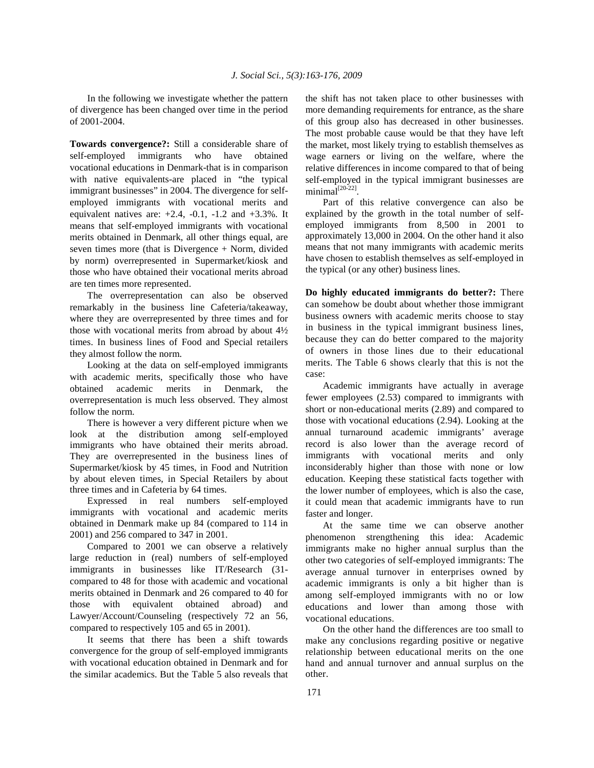In the following we investigate whether the pattern of divergence has been changed over time in the period of 2001-2004.

**Towards convergence?:** Still a considerable share of self-employed immigrants who have obtained vocational educations in Denmark-that is in comparison with native equivalents-are placed in "the typical immigrant businesses" in 2004. The divergence for self-employed immigrants with vocational merits and equivalent natives are: +2.4, -0.1, -1.2 and +3.3%. It means that self-employed immigrants with vocational merits obtained in Denmark, all other things equal, are seven times more (that is Divergence + Norm, divided by norm) overrepresented in Supermarket/kiosk and those who have obtained their vocational merits abroad are ten times more represented.

The overrepresentation can also be observed remarkably in the business line Cafeteria/takeaway, where they are overrepresented by three times and for those with vocational merits from abroad by about 4½ times. In business lines of Food and Special retailers they almost follow the norm.

Looking at the data on self-employed immigrants with academic merits, specifically those who have obtained academic merits in Denmark, the overrepresentation is much less observed. They almost follow the norm.

There is however a very different picture when we look at the distribution among self-employed immigrants who have obtained their merits abroad. They are overrepresented in the business lines of Supermarket/kiosk by 45 times, in Food and Nutrition by about eleven times, in Special Retailers by about three times and in Cafeteria by 64 times.

Expressed in real numbers self-employed immigrants with vocational and academic merits obtained in Denmark make up 84 (compared to 114 in 2001) and 256 compared to 347 in 2001.

Compared to 2001 we can observe a relatively large reduction in (real) numbers of self-employed immigrants in businesses like IT/Research (31- compared to 48 for those with academic and vocational merits obtained in Denmark and 26 compared to 40 for those with equivalent obtained abroad) and Lawyer/Account/Counseling (respectively 72 an 56, compared to respectively 105 and 65 in 2001).

It seems that there has been a shift towards convergence for the group of self-employed immigrants with vocational education obtained in Denmark and for the similar academics. But the Table 5 also reveals that the shift has not taken place to other businesses with more demanding requirements for entrance, as the share of this group also has decreased in other businesses. The most probable cause would be that they have left the market, most likely trying to establish themselves as wage earners or living on the welfare, where the relative differences in income compared to that of being self-employed in the typical immigrant businesses are minimal[20-22].

Part of this relative convergence can also be explained by the growth in the total number of self-employed immigrants from 8,500 in 2001 to approximately 13,000 in 2004. On the other hand it also means that not many immigrants with academic merits have chosen to establish themselves as self-employed in the typical (or any other) business lines.

**Do highly educated immigrants do better?:** There can somehow be doubt about whether those immigrant business owners with academic merits choose to stay in business in the typical immigrant business lines, because they can do better compared to the majority of owners in those lines due to their educational merits. The Table 6 shows clearly that this is not the case:

Academic immigrants have actually in average fewer employees (2.53) compared to immigrants with short or non-educational merits (2.89) and compared to those with vocational educations (2.94). Looking at the annual turnaround academic immigrants' average record is also lower than the average record of immigrants with vocational merits and only inconsiderably higher than those with none or low education. Keeping these statistical facts together with the lower number of employees, which is also the case, it could mean that academic immigrants have to run faster and longer.

At the same time we can observe another phenomenon strengthening this idea: Academic immigrants make no higher annual surplus than the other two categories of self-employed immigrants: The average annual turnover in enterprises owned by academic immigrants is only a bit higher than is among self-employed immigrants with no or low educations and lower than among those with vocational educations.

On the other hand the differences are too small to make any conclusions regarding positive or negative relationship between educational merits on the one hand and annual turnover and annual surplus on the other.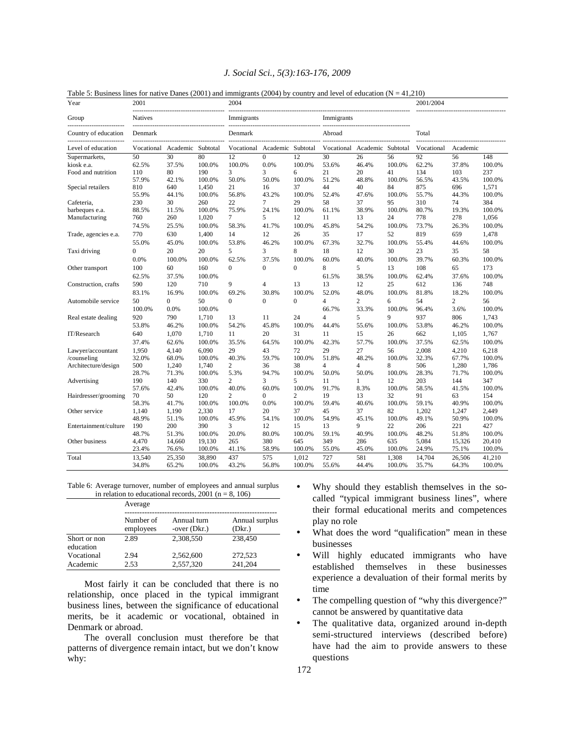Table 5: Business lines for native Danes (2001) and immigrants (2004) by country and level of education (N = 41,210)

| Year | 2001 | | | 2004 | | | | | | 2001/2004 | | |
|---|---|---|---|---|---|---|---|---|---|---|---|---|
| Group | Natives | | | Immigrants | | | Immigrants | | | | | |
| Country of education | Denmark | | | Denmark | | | Abroad | | | Total | | |
| Level of education | Vocational | Academic | Subtotal | Vocational | Academic | Subtotal | Vocational | Academic | Subtotal | Vocational | Academic | |
| Supermarkets, | 50 | 30 | 80 | 12 | 0 | 12 | 30 | 26 | 56 | 92 | 56 | 148 |
| kiosk e.a. | 62.5% | 37.5% | 100.0% | 100.0% | 0.0% | 100.0% | 53.6% | 46.4% | 100.0% | 62.2% | 37.8% | 100.0% |
| Food and nutrition | 110 | 80 | 190 | 3 | 3 | 6 | 21 | 20 | 41 | 134 | 103 | 237 |
| | 57.9% | 42.1% | 100.0% | 50.0% | 50.0% | 100.0% | 51.2% | 48.8% | 100.0% | 56.5% | 43.5% | 100.0% |
| Special retailers | 810 | 640 | 1,450 | 21 | 16 | 37 | 44 | 40 | 84 | 875 | 696 | 1,571 |
| | 55.9% | 44.1% | 100.0% | 56.8% | 43.2% | 100.0% | 52.4% | 47.6% | 100.0% | 55.7% | 44.3% | 100.0% |
| Cafeteria, | 230 | 30 | 260 | 22 | 7 | 29 | 58 | 37 | 95 | 310 | 74 | 384 |
| barbeques e.a. | 88.5% | 11.5% | 100.0% | 75.9% | 24.1% | 100.0% | 61.1% | 38.9% | 100.0% | 80.7% | 19.3% | 100.0% |
| Manufacturing | 760 | 260 | 1,020 | 7 | 5 | 12 | 11 | 13 | 24 | 778 | 278 | 1,056 |
| | 74.5% | 25.5% | 100.0% | 58.3% | 41.7% | 100.0% | 45.8% | 54.2% | 100.0% | 73.7% | 26.3% | 100.0% |
| Trade, agencies e.a. | 770 | 630 | 1,400 | 14 | 12 | 26 | 35 | 17 | 52 | 819 | 659 | 1,478 |
| | 55.0% | 45.0% | 100.0% | 53.8% | 46.2% | 100.0% | 67.3% | 32.7% | 100.0% | 55.4% | 44.6% | 100.0% |
| Taxi driving | 0 | 20 | 20 | 5 | 3 | 8 | 18 | 12 | 30 | 23 | 35 | 58 |
| | 0.0% | 100.0% | 100.0% | 62.5% | 37.5% | 100.0% | 60.0% | 40.0% | 100.0% | 39.7% | 60.3% | 100.0% |
| Other transport | 100 | 60 | 160 | 0 | 0 | 0 | 8 | 5 | 13 | 108 | 65 | 173 |
| | 62.5% | 37.5% | 100.0% | | | | 61.5% | 38.5% | 100.0% | 62.4% | 37.6% | 100.0% |
| Construction, crafts | 590 | 120 | 710 | 9 | 4 | 13 | 13 | 12 | 25 | 612 | 136 | 748 |
| | 83.1% | 16.9% | 100.0% | 69.2% | 30.8% | 100.0% | 52.0% | 48.0% | 100.0% | 81.8% | 18.2% | 100.0% |
| Automobile service | 50 | 0 | 50 | 0 | 0 | 0 | 4 | 2 | 6 | 54 | 2 | 56 |
| | 100.0% | 0.0% | 100.0% | | | | 66.7% | 33.3% | 100.0% | 96.4% | 3.6% | 100.0% |
| Real estate dealing | 920 | 790 | 1,710 | 13 | 11 | 24 | 4 | 5 | 9 | 937 | 806 | 1,743 |
| | 53.8% | 46.2% | 100.0% | 54.2% | 45.8% | 100.0% | 44.4% | 55.6% | 100.0% | 53.8% | 46.2% | 100.0% |
| IT/Research | 640 | 1,070 | 1,710 | 11 | 20 | 31 | 11 | 15 | 26 | 662 | 1,105 | 1,767 |
| | 37.4% | 62.6% | 100.0% | 35.5% | 64.5% | 100.0% | 42.3% | 57.7% | 100.0% | 37.5% | 62.5% | 100.0% |
| Lawyer/accountant | 1,950 | 4,140 | 6,090 | 29 | 43 | 72 | 29 | 27 | 56 | 2,008 | 4,210 | 6,218 |
| /counseling | 32.0% | 68.0% | 100.0% | 40.3% | 59.7% | 100.0% | 51.8% | 48.2% | 100.0% | 32.3% | 67.7% | 100.0% |
| Architecture/design | 500 | 1,240 | 1,740 | 2 | 36 | 38 | 4 | 4 | 8 | 506 | 1,280 | 1,786 |
| | 28.7% | 71.3% | 100.0% | 5.3% | 94.7% | 100.0% | 50.0% | 50.0% | 100.0% | 28.3% | 71.7% | 100.0% |
| Advertising | 190 | 140 | 330 | 2 | 3 | 5 | 11 | 1 | 12 | 203 | 144 | 347 |
| | 57.6% | 42.4% | 100.0% | 40.0% | 60.0% | 100.0% | 91.7% | 8.3% | 100.0% | 58.5% | 41.5% | 100.0% |
| Hairdresser/grooming | 70 | 50 | 120 | 2 | 0 | 2 | 19 | 13 | 32 | 91 | 63 | 154 |
| | 58.3% | 41.7% | 100.0% | 100.0% | 0.0% | 100.0% | 59.4% | 40.6% | 100.0% | 59.1% | 40.9% | 100.0% |
| Other service | 1,140 | 1,190 | 2,330 | 17 | 20 | 37 | 45 | 37 | 82 | 1,202 | 1,247 | 2,449 |
| | 48.9% | 51.1% | 100.0% | 45.9% | 54.1% | 100.0% | 54.9% | 45.1% | 100.0% | 49.1% | 50.9% | 100.0% |
| Entertainment/culture | 190 | 200 | 390 | 3 | 12 | 15 | 13 | 9 | 22 | 206 | 221 | 427 |
| | 48.7% | 51.3% | 100.0% | 20.0% | 80.0% | 100.0% | 59.1% | 40.9% | 100.0% | 48.2% | 51.8% | 100.0% |
| Other business | 4,470 | 14,660 | 19,130 | 265 | 380 | 645 | 349 | 286 | 635 | 5,084 | 15,326 | 20,410 |
| | 23.4% | 76.6% | 100.0% | 41.1% | 58.9% | 100.0% | 55.0% | 45.0% | 100.0% | 24.9% | 75.1% | 100.0% |
| Total | 13,540 | 25,350 | 38,890 | 437 | 575 | 1,012 | 727 | 581 | 1,308 | 14,704 | 26,506 | 41,210 |
| | 34.8% | 65.2% | 100.0% | 43.2% | 56.8% | 100.0% | 55.6% | 44.4% | 100.0% | 35.7% | 64.3% | 100.0% |

Table 6: Average turnover, number of employees and annual surplus in relation to educational records, 2001 (n = 8, 106)

| | Average | | |
|---|---|---|---|
| | Number of employees | Annual turn -over (Dkr.) | Annual surplus (Dkr.) |
| Short or non education | 2.89 | 2,308,550 | 238,450 |
| Vocational | 2.94 | 2,562,600 | 272,523 |
| Academic | 2.53 | 2,557,320 | 241,204 |

Most fairly it can be concluded that there is no relationship, once placed in the typical immigrant business lines, between the significance of educational merits, be it academic or vocational, obtained in Denmark or abroad.

The overall conclusion must therefore be that patterns of divergence remain intact, but we don't know why:

- Why should they establish themselves in the so-called "typical immigrant business lines", where their formal educational merits and competences play no role
- What does the word "qualification" mean in these businesses
- Will highly educated immigrants who have established themselves in these businesses experience a devaluation of their formal merits by time
- The compelling question of "why this divergence?" cannot be answered by quantitative data
- The qualitative data, organized around in-depth semi-structured interviews (described before) have had the aim to provide answers to these questions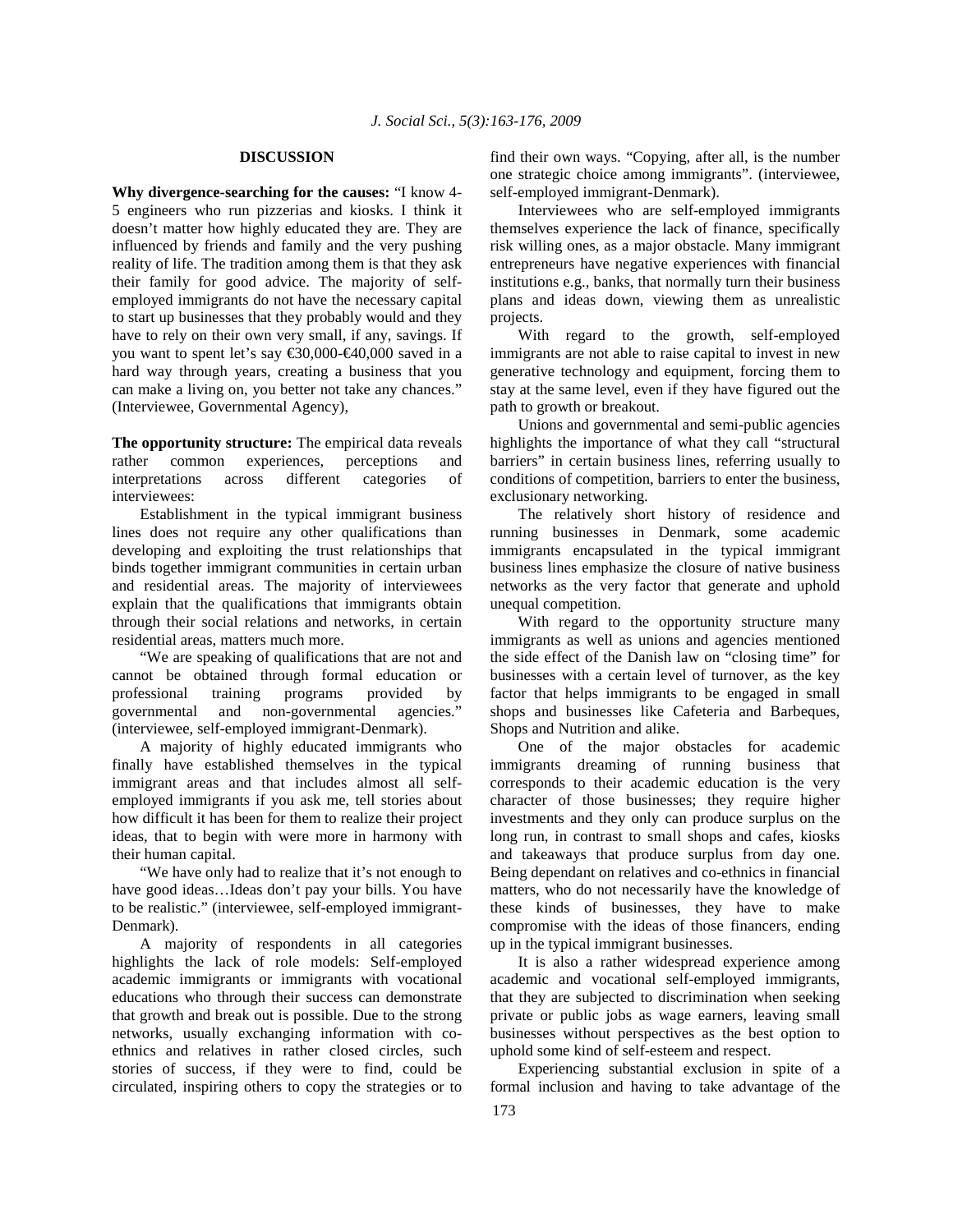## DISCUSSION

**Why divergence-searching for the causes:** "I know 4-5 engineers who run pizzerias and kiosks. I think it doesn't matter how highly educated they are. They are influenced by friends and family and the very pushing reality of life. The tradition among them is that they ask their family for good advice. The majority of self-employed immigrants do not have the necessary capital to start up businesses that they probably would and they have to rely on their own very small, if any, savings. If you want to spent let's say €30,000-€40,000 saved in a hard way through years, creating a business that you can make a living on, you better not take any chances." (Interviewee, Governmental Agency),

**The opportunity structure:** The empirical data reveals rather common experiences, perceptions and interpretations across different categories of interviewees:

Establishment in the typical immigrant business lines does not require any other qualifications than developing and exploiting the trust relationships that binds together immigrant communities in certain urban and residential areas. The majority of interviewees explain that the qualifications that immigrants obtain through their social relations and networks, in certain residential areas, matters much more.

"We are speaking of qualifications that are not and cannot be obtained through formal education or professional training programs provided by governmental and non-governmental agencies." (interviewee, self-employed immigrant-Denmark).

A majority of highly educated immigrants who finally have established themselves in the typical immigrant areas and that includes almost all self-employed immigrants if you ask me, tell stories about how difficult it has been for them to realize their project ideas, that to begin with were more in harmony with their human capital.

"We have only had to realize that it's not enough to have good ideas…Ideas don't pay your bills. You have to be realistic." (interviewee, self-employed immigrant-Denmark).

A majority of respondents in all categories highlights the lack of role models: Self-employed academic immigrants or immigrants with vocational educations who through their success can demonstrate that growth and break out is possible. Due to the strong networks, usually exchanging information with co-ethnics and relatives in rather closed circles, such stories of success, if they were to find, could be circulated, inspiring others to copy the strategies or to find their own ways. "Copying, after all, is the number one strategic choice among immigrants". (interviewee, self-employed immigrant-Denmark).

Interviewees who are self-employed immigrants themselves experience the lack of finance, specifically risk willing ones, as a major obstacle. Many immigrant entrepreneurs have negative experiences with financial institutions e.g., banks, that normally turn their business plans and ideas down, viewing them as unrealistic projects.

With regard to the growth, self-employed immigrants are not able to raise capital to invest in new generative technology and equipment, forcing them to stay at the same level, even if they have figured out the path to growth or breakout.

Unions and governmental and semi-public agencies highlights the importance of what they call "structural barriers" in certain business lines, referring usually to conditions of competition, barriers to enter the business, exclusionary networking.

The relatively short history of residence and running businesses in Denmark, some academic immigrants encapsulated in the typical immigrant business lines emphasize the closure of native business networks as the very factor that generate and uphold unequal competition.

With regard to the opportunity structure many immigrants as well as unions and agencies mentioned the side effect of the Danish law on "closing time" for businesses with a certain level of turnover, as the key factor that helps immigrants to be engaged in small shops and businesses like Cafeteria and Barbeques, Shops and Nutrition and alike.

One of the major obstacles for academic immigrants dreaming of running business that corresponds to their academic education is the very character of those businesses; they require higher investments and they only can produce surplus on the long run, in contrast to small shops and cafes, kiosks and takeaways that produce surplus from day one. Being dependant on relatives and co-ethnics in financial matters, who do not necessarily have the knowledge of these kinds of businesses, they have to make compromise with the ideas of those financers, ending up in the typical immigrant businesses.

It is also a rather widespread experience among academic and vocational self-employed immigrants, that they are subjected to discrimination when seeking private or public jobs as wage earners, leaving small businesses without perspectives as the best option to uphold some kind of self-esteem and respect.

Experiencing substantial exclusion in spite of a formal inclusion and having to take advantage of the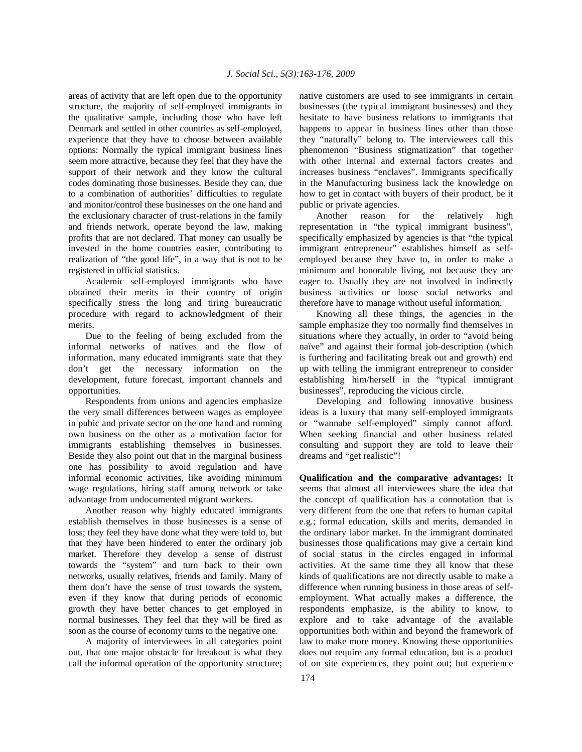areas of activity that are left open due to the opportunity structure, the majority of self-employed immigrants in the qualitative sample, including those who have left Denmark and settled in other countries as self-employed, experience that they have to choose between available options: Normally the typical immigrant business lines seem more attractive, because they feel that they have the support of their network and they know the cultural codes dominating those businesses. Beside they can, due to a combination of authorities' difficulties to regulate and monitor/control these businesses on the one hand and the exclusionary character of trust-relations in the family and friends network, operate beyond the law, making profits that are not declared. That money can usually be invested in the home countries easier, contributing to realization of "the good life", in a way that is not to be registered in official statistics.

Academic self-employed immigrants who have obtained their merits in their country of origin specifically stress the long and tiring bureaucratic procedure with regard to acknowledgment of their merits.

Due to the feeling of being excluded from the informal networks of natives and the flow of information, many educated immigrants state that they don't get the necessary information on the development, future forecast, important channels and opportunities.

Respondents from unions and agencies emphasize the very small differences between wages as employee in pubic and private sector on the one hand and running own business on the other as a motivation factor for immigrants establishing themselves in businesses. Beside they also point out that in the marginal business one has possibility to avoid regulation and have informal economic activities, like avoiding minimum wage regulations, hiring staff among network or take advantage from undocumented migrant workers.

Another reason why highly educated immigrants establish themselves in those businesses is a sense of loss; they feel they have done what they were told to, but that they have been hindered to enter the ordinary job market. Therefore they develop a sense of distrust towards the "system" and turn back to their own networks, usually relatives, friends and family. Many of them don't have the sense of trust towards the system, even if they know that during periods of economic growth they have better chances to get employed in normal businesses. They feel that they will be fired as soon as the course of economy turns to the negative one.

A majority of interviewees in all categories point out, that one major obstacle for breakout is what they call the informal operation of the opportunity structure; native customers are used to see immigrants in certain businesses (the typical immigrant businesses) and they hesitate to have business relations to immigrants that happens to appear in business lines other than those they "naturally" belong to. The interviewees call this phenomenon "Business stigmatization" that together with other internal and external factors creates and increases business "enclaves". Immigrants specifically in the Manufacturing business lack the knowledge on how to get in contact with buyers of their product, be it public or private agencies.

Another reason for the relatively high representation in "the typical immigrant business", specifically emphasized by agencies is that "the typical immigrant entrepreneur" establishes himself as self-employed because they have to, in order to make a minimum and honorable living, not because they are eager to. Usually they are not involved in indirectly business activities or loose social networks and therefore have to manage without useful information.

Knowing all these things, the agencies in the sample emphasize they too normally find themselves in situations where they actually, in order to "avoid being naïve" and against their formal job-description (which is furthering and facilitating break out and growth) end up with telling the immigrant entrepreneur to consider establishing him/herself in the "typical immigrant businesses", reproducing the vicious circle.

Developing and following innovative business ideas is a luxury that many self-employed immigrants or "wannabe self-employed" simply cannot afford. When seeking financial and other business related consulting and support they are told to leave their dreams and "get realistic"!

**Qualification and the comparative advantages:** It seems that almost all interviewees share the idea that the concept of qualification has a connotation that is very different from the one that refers to human capital e.g.; formal education, skills and merits, demanded in the ordinary labor market. In the immigrant dominated businesses those qualifications may give a certain kind of social status in the circles engaged in informal activities. At the same time they all know that these kinds of qualifications are not directly usable to make a difference when running business in those areas of self-employment. What actually makes a difference, the respondents emphasize, is the ability to know, to explore and to take advantage of the available opportunities both within and beyond the framework of law to make more money. Knowing these opportunities does not require any formal education, but is a product of on site experiences, they point out; but experience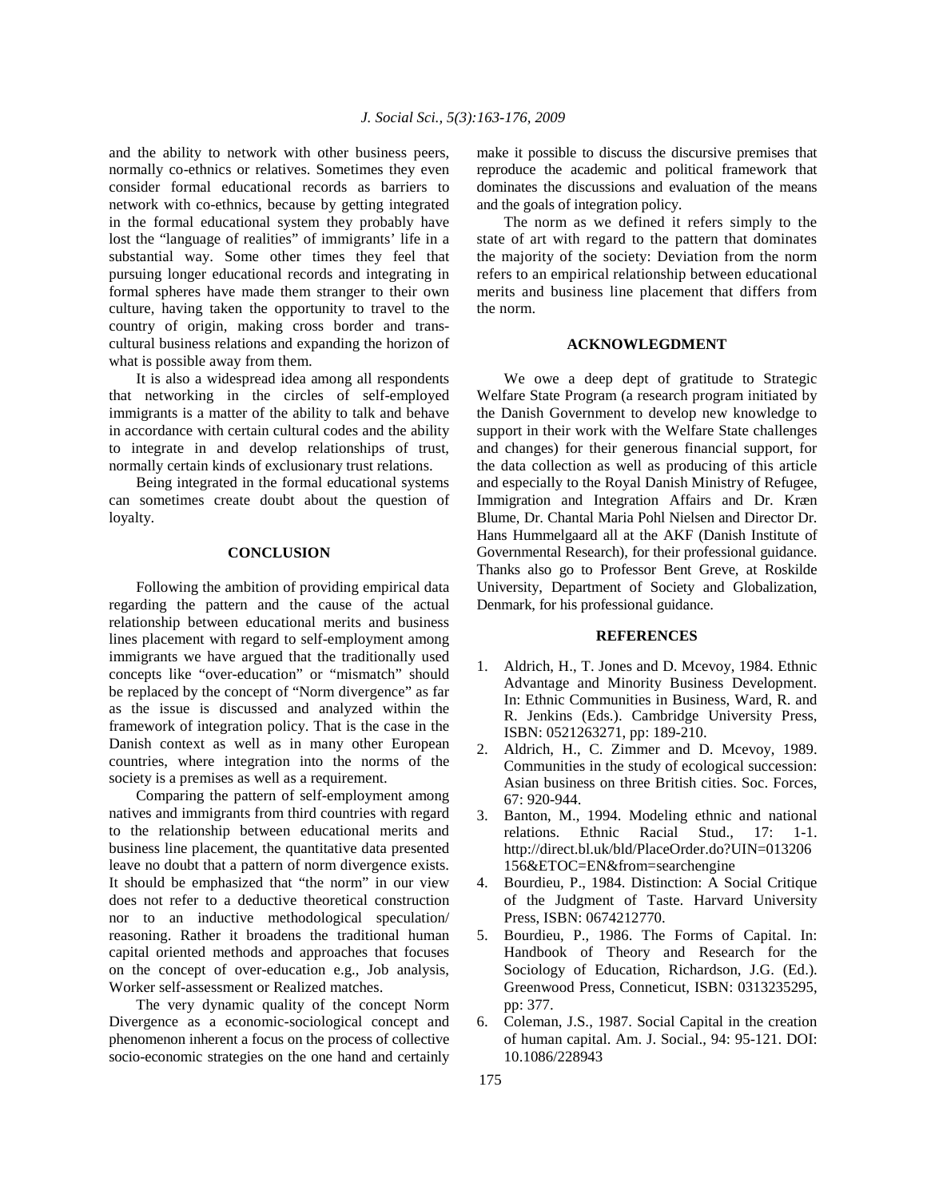and the ability to network with other business peers, normally co-ethnics or relatives. Sometimes they even consider formal educational records as barriers to network with co-ethnics, because by getting integrated in the formal educational system they probably have lost the "language of realities" of immigrants' life in a substantial way. Some other times they feel that pursuing longer educational records and integrating in formal spheres have made them stranger to their own culture, having taken the opportunity to travel to the country of origin, making cross border and trans-cultural business relations and expanding the horizon of what is possible away from them.

It is also a widespread idea among all respondents that networking in the circles of self-employed immigrants is a matter of the ability to talk and behave in accordance with certain cultural codes and the ability to integrate in and develop relationships of trust, normally certain kinds of exclusionary trust relations.

Being integrated in the formal educational systems can sometimes create doubt about the question of loyalty.

## CONCLUSION

Following the ambition of providing empirical data regarding the pattern and the cause of the actual relationship between educational merits and business lines placement with regard to self-employment among immigrants we have argued that the traditionally used concepts like "over-education" or "mismatch" should be replaced by the concept of "Norm divergence" as far as the issue is discussed and analyzed within the framework of integration policy. That is the case in the Danish context as well as in many other European countries, where integration into the norms of the society is a premises as well as a requirement.

Comparing the pattern of self-employment among natives and immigrants from third countries with regard to the relationship between educational merits and business line placement, the quantitative data presented leave no doubt that a pattern of norm divergence exists. It should be emphasized that "the norm" in our view does not refer to a deductive theoretical construction nor to an inductive methodological speculation/ reasoning. Rather it broadens the traditional human capital oriented methods and approaches that focuses on the concept of over-education e.g., Job analysis, Worker self-assessment or Realized matches.

The very dynamic quality of the concept Norm Divergence as a economic-sociological concept and phenomenon inherent a focus on the process of collective socio-economic strategies on the one hand and certainly make it possible to discuss the discursive premises that reproduce the academic and political framework that dominates the discussions and evaluation of the means and the goals of integration policy.

The norm as we defined it refers simply to the state of art with regard to the pattern that dominates the majority of the society: Deviation from the norm refers to an empirical relationship between educational merits and business line placement that differs from the norm.

## ACKNOWLEGDMENT

We owe a deep dept of gratitude to Strategic Welfare State Program (a research program initiated by the Danish Government to develop new knowledge to support in their work with the Welfare State challenges and changes) for their generous financial support, for the data collection as well as producing of this article and especially to the Royal Danish Ministry of Refugee, Immigration and Integration Affairs and Dr. Kræn Blume, Dr. Chantal Maria Pohl Nielsen and Director Dr. Hans Hummelgaard all at the AKF (Danish Institute of Governmental Research), for their professional guidance. Thanks also go to Professor Bent Greve, at Roskilde University, Department of Society and Globalization, Denmark, for his professional guidance.

## REFERENCES

1. Aldrich, H., T. Jones and D. Mcevoy, 1984. Ethnic Advantage and Minority Business Development. In: Ethnic Communities in Business, Ward, R. and R. Jenkins (Eds.). Cambridge University Press, ISBN: 0521263271, pp: 189-210.
2. Aldrich, H., C. Zimmer and D. Mcevoy, 1989. Communities in the study of ecological succession: Asian business on three British cities. Soc. Forces, 67: 920-944.
3. Banton, M., 1994. Modeling ethnic and national relations. Ethnic Racial Stud., 17: 1-1. http://direct.bl.uk/bld/PlaceOrder.do?UIN=013206156&ETOC=EN&from=searchengine
4. Bourdieu, P., 1984. Distinction: A Social Critique of the Judgment of Taste. Harvard University Press, ISBN: 0674212770.
5. Bourdieu, P., 1986. The Forms of Capital. In: Handbook of Theory and Research for the Sociology of Education, Richardson, J.G. (Ed.). Greenwood Press, Conneticut, ISBN: 0313235295, pp: 377.
6. Coleman, J.S., 1987. Social Capital in the creation of human capital. Am. J. Social., 94: 95-121. DOI: 10.1086/228943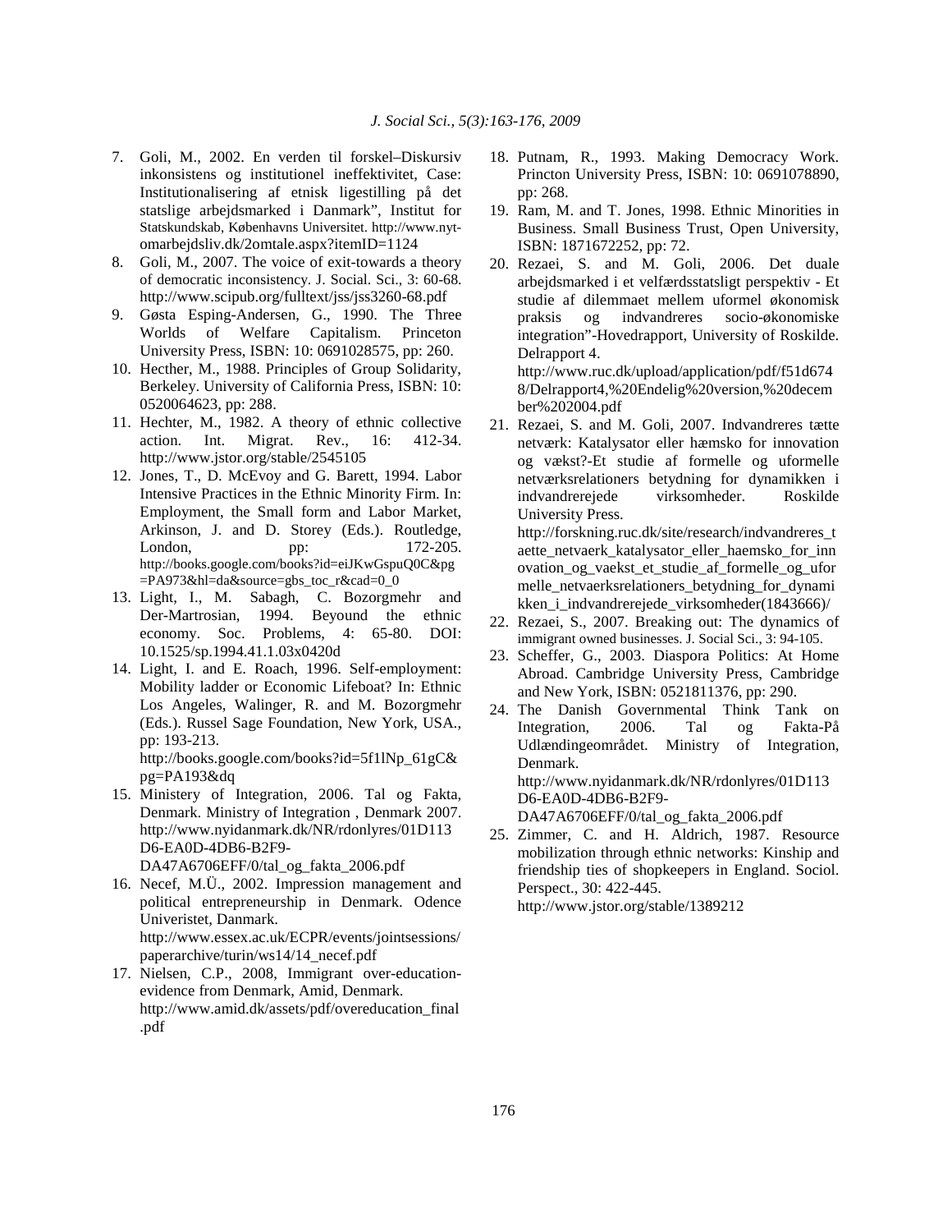7. Goli, M., 2002. En verden til forskel–Diskursiv inkonsistens og institutionel ineffektivitet, Case: Institutionalisering af etnisk ligestilling på det statslige arbejdsmarked i Danmark", Institut for Statskundskab, Københavns Universitet. http://www.nyt-omarbejdsliv.dk/2omtale.aspx?itemID=1124
8. Goli, M., 2007. The voice of exit-towards a theory of democratic inconsistency. J. Social. Sci., 3: 60-68. http://www.scipub.org/fulltext/jss/jss3260-68.pdf
9. Gøsta Esping-Andersen, G., 1990. The Three Worlds of Welfare Capitalism. Princeton University Press, ISBN: 10: 0691028575, pp: 260.
10. Hecther, M., 1988. Principles of Group Solidarity, Berkeley. University of California Press, ISBN: 10: 0520064623, pp: 288.
11. Hechter, M., 1982. A theory of ethnic collective action. Int. Migrat. Rev., 16: 412-34. http://www.jstor.org/stable/2545105
12. Jones, T., D. McEvoy and G. Barett, 1994. Labor Intensive Practices in the Ethnic Minority Firm. In: Employment, the Small form and Labor Market, Arkinson, J. and D. Storey (Eds.). Routledge, London, pp: 172-205. http://books.google.com/books?id=eiJKwGspuQ0C&pg=PA973&hl=da&source=gbs_toc_r&cad=0_0
13. Light, I., M. Sabagh, C. Bozorgmehr and Der-Martrosian, 1994. Beyound the ethnic economy. Soc. Problems, 4: 65-80. DOI: 10.1525/sp.1994.41.1.03x0420d
14. Light, I. and E. Roach, 1996. Self-employment: Mobility ladder or Economic Lifeboat? In: Ethnic Los Angeles, Walinger, R. and M. Bozorgmehr (Eds.). Russel Sage Foundation, New York, USA., pp: 193-213. http://books.google.com/books?id=5f1lNp_61gC&pg=PA193&dq
15. Ministery of Integration, 2006. Tal og Fakta, Denmark. Ministry of Integration , Denmark 2007. http://www.nyidanmark.dk/NR/rdonlyres/01D113D6-EA0D-4DB6-B2F9-DA47A6706EFF/0/tal_og_fakta_2006.pdf
16. Necef, M.Ü., 2002. Impression management and political entrepreneurship in Denmark. Odence Univeristet, Danmark. http://www.essex.ac.uk/ECPR/events/jointsessions/paperarchive/turin/ws14/14_necef.pdf
17. Nielsen, C.P., 2008, Immigrant over-education-evidence from Denmark, Amid, Denmark. http://www.amid.dk/assets/pdf/overeducation_final.pdf
18. Putnam, R., 1993. Making Democracy Work. Princton University Press, ISBN: 10: 0691078890, pp: 268.
19. Ram, M. and T. Jones, 1998. Ethnic Minorities in Business. Small Business Trust, Open University, ISBN: 1871672252, pp: 72.
20. Rezaei, S. and M. Goli, 2006. Det duale arbejdsmarked i et velfærdsstatsligt perspektiv - Et studie af dilemmaet mellem uformel økonomisk praksis og indvandreres socio-økonomiske integration"-Hovedrapport, University of Roskilde. Delrapport 4. http://www.ruc.dk/upload/application/pdf/f51d6748/Delrapport4,%20Endelig%20version,%20december%202004.pdf
21. Rezaei, S. and M. Goli, 2007. Indvandreres tætte netværk: Katalysator eller hæmsko for innovation og vækst?-Et studie af formelle og uformelle netværksrelationers betydning for dynamikken i indvandrerejede virksomheder. Roskilde University Press. http://forskning.ruc.dk/site/research/indvandreres_taette_netvaerk_katalysator_eller_haemsko_for_innovation_og_vaekst_et_studie_af_formelle_og_uformelle_netvaerksrelationers_betydning_for_dynamikken_i_indvandrerejede_virksomheder(1843666)/
22. Rezaei, S., 2007. Breaking out: The dynamics of immigrant owned businesses. J. Social Sci., 3: 94-105.
23. Scheffer, G., 2003. Diaspora Politics: At Home Abroad. Cambridge University Press, Cambridge and New York, ISBN: 0521811376, pp: 290.
24. The Danish Governmental Think Tank on Integration, 2006. Tal og Fakta-På Udlændingeområdet. Ministry of Integration, Denmark. http://www.nyidanmark.dk/NR/rdonlyres/01D113D6-EA0D-4DB6-B2F9-DA47A6706EFF/0/tal_og_fakta_2006.pdf
25. Zimmer, C. and H. Aldrich, 1987. Resource mobilization through ethnic networks: Kinship and friendship ties of shopkeepers in England. Sociol. Perspect., 30: 422-445. http://www.jstor.org/stable/1389212